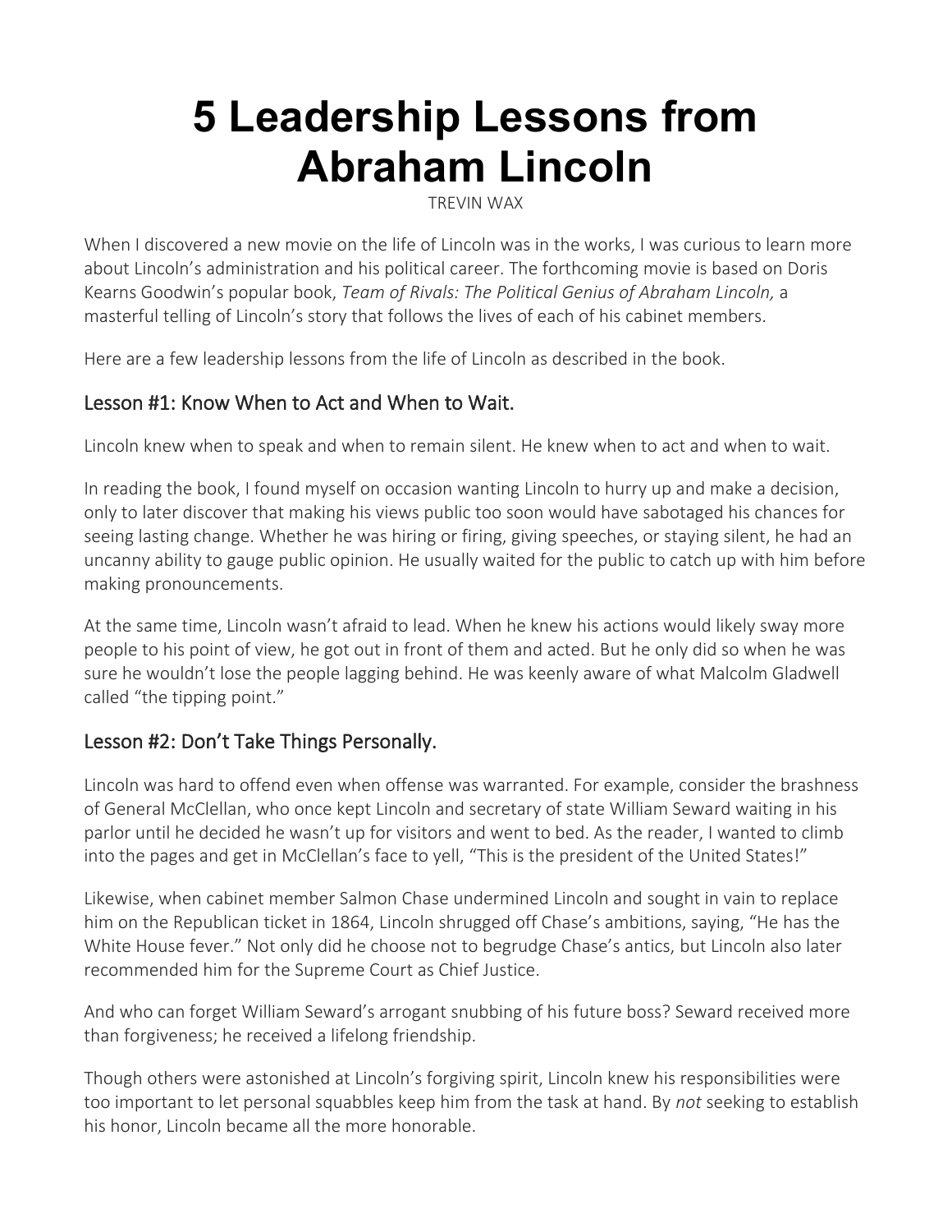# 5 Leadership Lessons from Abraham Lincoln

TREVIN WAX

When I discovered a new movie on the life of Lincoln was in the works, I was curious to learn more about Lincoln's administration and his political career. The forthcoming movie is based on Doris Kearns Goodwin's popular book, *Team of Rivals: The Political Genius of Abraham Lincoln,* a masterful telling of Lincoln's story that follows the lives of each of his cabinet members.

Here are a few leadership lessons from the life of Lincoln as described in the book.

## Lesson #1: Know When to Act and When to Wait.

Lincoln knew when to speak and when to remain silent. He knew when to act and when to wait.

In reading the book, I found myself on occasion wanting Lincoln to hurry up and make a decision, only to later discover that making his views public too soon would have sabotaged his chances for seeing lasting change. Whether he was hiring or firing, giving speeches, or staying silent, he had an uncanny ability to gauge public opinion. He usually waited for the public to catch up with him before making pronouncements.

At the same time, Lincoln wasn't afraid to lead. When he knew his actions would likely sway more people to his point of view, he got out in front of them and acted. But he only did so when he was sure he wouldn't lose the people lagging behind. He was keenly aware of what Malcolm Gladwell called "the tipping point."

## Lesson #2: Don't Take Things Personally.

Lincoln was hard to offend even when offense was warranted. For example, consider the brashness of General McClellan, who once kept Lincoln and secretary of state William Seward waiting in his parlor until he decided he wasn't up for visitors and went to bed. As the reader, I wanted to climb into the pages and get in McClellan's face to yell, "This is the president of the United States!"

Likewise, when cabinet member Salmon Chase undermined Lincoln and sought in vain to replace him on the Republican ticket in 1864, Lincoln shrugged off Chase's ambitions, saying, "He has the White House fever." Not only did he choose not to begrudge Chase's antics, but Lincoln also later recommended him for the Supreme Court as Chief Justice.

And who can forget William Seward's arrogant snubbing of his future boss? Seward received more than forgiveness; he received a lifelong friendship.

Though others were astonished at Lincoln's forgiving spirit, Lincoln knew his responsibilities were too important to let personal squabbles keep him from the task at hand. By *not* seeking to establish his honor, Lincoln became all the more honorable.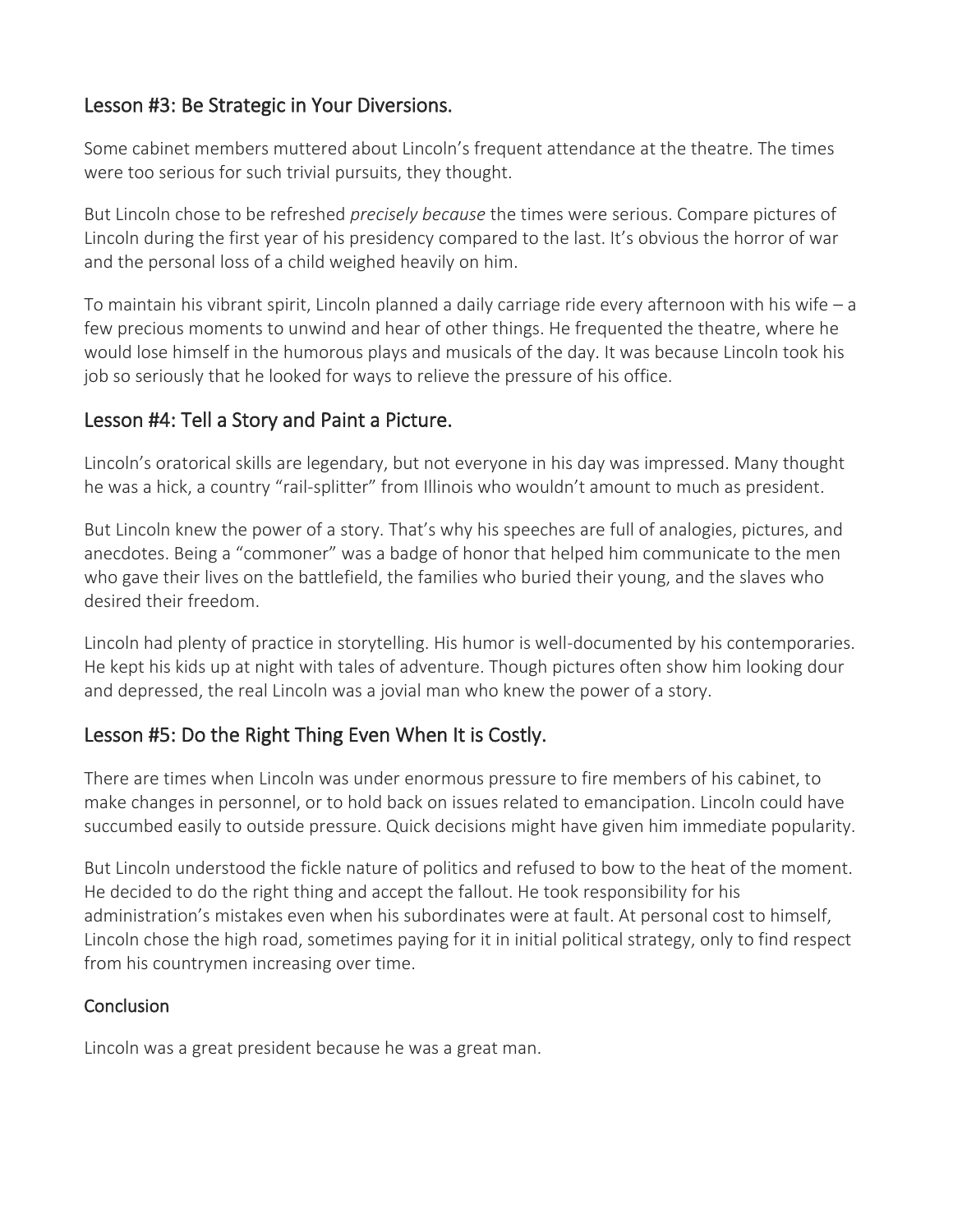## Lesson #3: Be Strategic in Your Diversions.

Some cabinet members muttered about Lincoln's frequent attendance at the theatre. The times were too serious for such trivial pursuits, they thought.

But Lincoln chose to be refreshed *precisely because* the times were serious. Compare pictures of Lincoln during the first year of his presidency compared to the last. It's obvious the horror of war and the personal loss of a child weighed heavily on him.

To maintain his vibrant spirit, Lincoln planned a daily carriage ride every afternoon with his wife – a few precious moments to unwind and hear of other things. He frequented the theatre, where he would lose himself in the humorous plays and musicals of the day. It was because Lincoln took his job so seriously that he looked for ways to relieve the pressure of his office.

## Lesson #4: Tell a Story and Paint a Picture.

Lincoln's oratorical skills are legendary, but not everyone in his day was impressed. Many thought he was a hick, a country "rail-splitter" from Illinois who wouldn't amount to much as president.

But Lincoln knew the power of a story. That's why his speeches are full of analogies, pictures, and anecdotes. Being a "commoner" was a badge of honor that helped him communicate to the men who gave their lives on the battlefield, the families who buried their young, and the slaves who desired their freedom.

Lincoln had plenty of practice in storytelling. His humor is well-documented by his contemporaries. He kept his kids up at night with tales of adventure. Though pictures often show him looking dour and depressed, the real Lincoln was a jovial man who knew the power of a story.

## Lesson #5: Do the Right Thing Even When It is Costly.

There are times when Lincoln was under enormous pressure to fire members of his cabinet, to make changes in personnel, or to hold back on issues related to emancipation. Lincoln could have succumbed easily to outside pressure. Quick decisions might have given him immediate popularity.

But Lincoln understood the fickle nature of politics and refused to bow to the heat of the moment. He decided to do the right thing and accept the fallout. He took responsibility for his administration's mistakes even when his subordinates were at fault. At personal cost to himself, Lincoln chose the high road, sometimes paying for it in initial political strategy, only to find respect from his countrymen increasing over time.

### Conclusion

Lincoln was a great president because he was a great man.